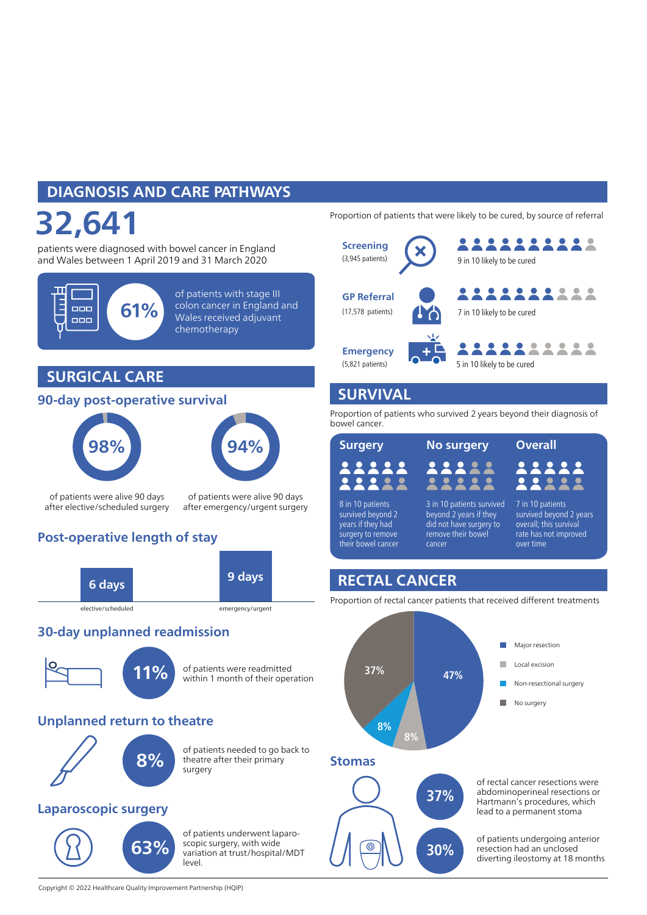## DIAGNOSIS AND CARE PATHWAYS

**32,641**

patients were diagnosed with bowel cancer in England and Wales between 1 April 2019 and 31 March 2020

**61%** of patients with stage III colon cancer in England and Wales received adjuvant chemotherapy

Proportion of patients that were likely to be cured, by source of referral

- **Screening** (3,945 patients) — 9 in 10 likely to be cured
- **GP Referral** (17,578 patients) — 7 in 10 likely to be cured
- **Emergency** (5,821 patients) — 5 in 10 likely to be cured

## SURGICAL CARE

### 90-day post-operative survival

**98%** of patients were alive 90 days after elective/scheduled surgery

**94%** of patients were alive 90 days after emergency/urgent surgery

### Post-operative length of stay

| elective/scheduled | emergency/urgent |
|---|---|
| 6 days | 9 days |

### 30-day unplanned readmission

**11%** of patients were readmitted within 1 month of their operation

### Unplanned return to theatre

**8%** of patients needed to go back to theatre after their primary surgery

### Laparoscopic surgery

**63%** of patients underwent laparoscopic surgery, with wide variation at trust/hospital/MDT level.

## SURVIVAL

Proportion of patients who survived 2 years beyond their diagnosis of bowel cancer.

- **Surgery**: 8 in 10 patients survived beyond 2 years if they had surgery to remove their bowel cancer
- **No surgery**: 3 in 10 patients survived beyond 2 years if they did not have surgery to remove their bowel cancer
- **Overall**: 7 in 10 patients survived beyond 2 years overall; this survival rate has not improved over time

## RECTAL CANCER

Proportion of rectal cancer patients that received different treatments

| Treatment | Proportion |
|---|---|
| Major resection | 47% |
| Local excision | 8% |
| Non-resectional surgery | 8% |
| No surgery | 37% |

### Stomas

**37%** of rectal cancer resections were abdominoperineal resections or Hartmann's procedures, which lead to a permanent stoma

**30%** of patients undergoing anterior resection had an unclosed diverting ileostomy at 18 months

Copyright © 2022 Healthcare Quality Improvement Partnership (HQIP)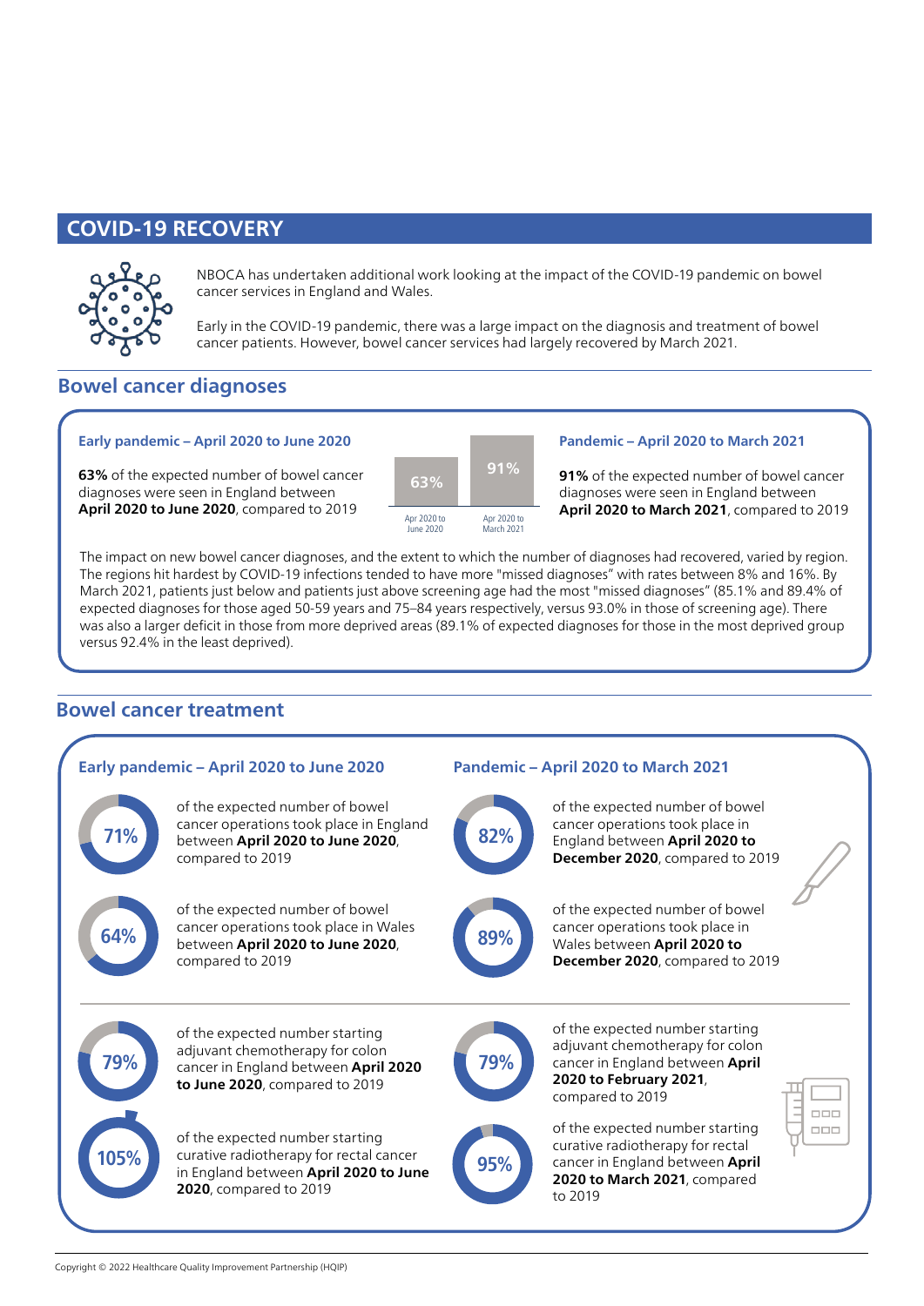## COVID-19 RECOVERY

NBOCA has undertaken additional work looking at the impact of the COVID-19 pandemic on bowel cancer services in England and Wales.

Early in the COVID-19 pandemic, there was a large impact on the diagnosis and treatment of bowel cancer patients. However, bowel cancer services had largely recovered by March 2021.

### Bowel cancer diagnoses

**Early pandemic – April 2020 to June 2020**

**63%** of the expected number of bowel cancer diagnoses were seen in England between **April 2020 to June 2020**, compared to 2019

63%
Apr 2020 to June 2020

91%
Apr 2020 to March 2021

**Pandemic – April 2020 to March 2021**

**91%** of the expected number of bowel cancer diagnoses were seen in England between **April 2020 to March 2021**, compared to 2019

The impact on new bowel cancer diagnoses, and the extent to which the number of diagnoses had recovered, varied by region. The regions hit hardest by COVID-19 infections tended to have more "missed diagnoses" with rates between 8% and 16%. By March 2021, patients just below and patients just above screening age had the most "missed diagnoses" (85.1% and 89.4% of expected diagnoses for those aged 50-59 years and 75–84 years respectively, versus 93.0% in those of screening age). There was also a larger deficit in those from more deprived areas (89.1% of expected diagnoses for those in the most deprived group versus 92.4% in the least deprived).

### Bowel cancer treatment

**Early pandemic – April 2020 to June 2020**

**71%** of the expected number of bowel cancer operations took place in England between **April 2020 to June 2020**, compared to 2019

**64%** of the expected number of bowel cancer operations took place in Wales between **April 2020 to June 2020**, compared to 2019

**79%** of the expected number starting adjuvant chemotherapy for colon cancer in England between **April 2020 to June 2020**, compared to 2019

**105%** of the expected number starting curative radiotherapy for rectal cancer in England between **April 2020 to June 2020**, compared to 2019

**Pandemic – April 2020 to March 2021**

**82%** of the expected number of bowel cancer operations took place in England between **April 2020 to December 2020**, compared to 2019

**89%** of the expected number of bowel cancer operations took place in Wales between **April 2020 to December 2020**, compared to 2019

**79%** of the expected number starting adjuvant chemotherapy for colon cancer in England between **April 2020 to February 2021**, compared to 2019

**95%** of the expected number starting curative radiotherapy for rectal cancer in England between **April 2020 to March 2021**, compared to 2019

Copyright © 2022 Healthcare Quality Improvement Partnership (HQIP)